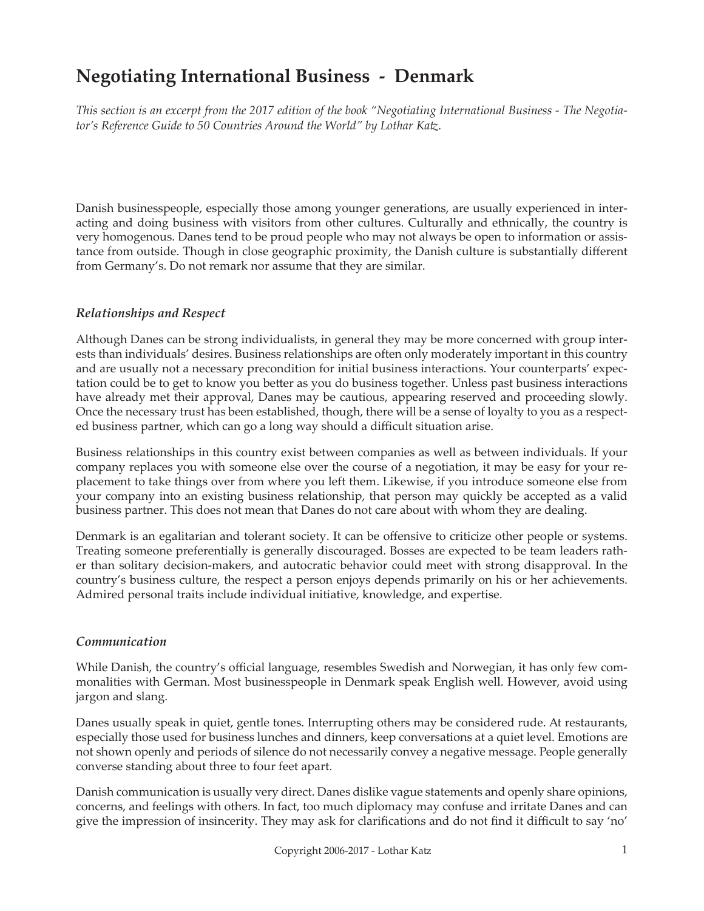# Negotiating International Business - Denmark

*This section is an excerpt from the 2017 edition of the book "Negotiating International Business - The Negotiator's Reference Guide to 50 Countries Around the World" by Lothar Katz.*

Danish businesspeople, especially those among younger generations, are usually experienced in interacting and doing business with visitors from other cultures. Culturally and ethnically, the country is very homogenous. Danes tend to be proud people who may not always be open to information or assistance from outside. Though in close geographic proximity, the Danish culture is substantially different from Germany's. Do not remark nor assume that they are similar.

### *Relationships and Respect*

Although Danes can be strong individualists, in general they may be more concerned with group interests than individuals' desires. Business relationships are often only moderately important in this country and are usually not a necessary precondition for initial business interactions. Your counterparts' expectation could be to get to know you better as you do business together. Unless past business interactions have already met their approval, Danes may be cautious, appearing reserved and proceeding slowly. Once the necessary trust has been established, though, there will be a sense of loyalty to you as a respected business partner, which can go a long way should a difficult situation arise.

Business relationships in this country exist between companies as well as between individuals. If your company replaces you with someone else over the course of a negotiation, it may be easy for your replacement to take things over from where you left them. Likewise, if you introduce someone else from your company into an existing business relationship, that person may quickly be accepted as a valid business partner. This does not mean that Danes do not care about with whom they are dealing.

Denmark is an egalitarian and tolerant society. It can be offensive to criticize other people or systems. Treating someone preferentially is generally discouraged. Bosses are expected to be team leaders rather than solitary decision-makers, and autocratic behavior could meet with strong disapproval. In the country's business culture, the respect a person enjoys depends primarily on his or her achievements. Admired personal traits include individual initiative, knowledge, and expertise.

### *Communication*

While Danish, the country's official language, resembles Swedish and Norwegian, it has only few commonalities with German. Most businesspeople in Denmark speak English well. However, avoid using jargon and slang.

Danes usually speak in quiet, gentle tones. Interrupting others may be considered rude. At restaurants, especially those used for business lunches and dinners, keep conversations at a quiet level. Emotions are not shown openly and periods of silence do not necessarily convey a negative message. People generally converse standing about three to four feet apart.

Danish communication is usually very direct. Danes dislike vague statements and openly share opinions, concerns, and feelings with others. In fact, too much diplomacy may confuse and irritate Danes and can give the impression of insincerity. They may ask for clarifications and do not find it difficult to say 'no'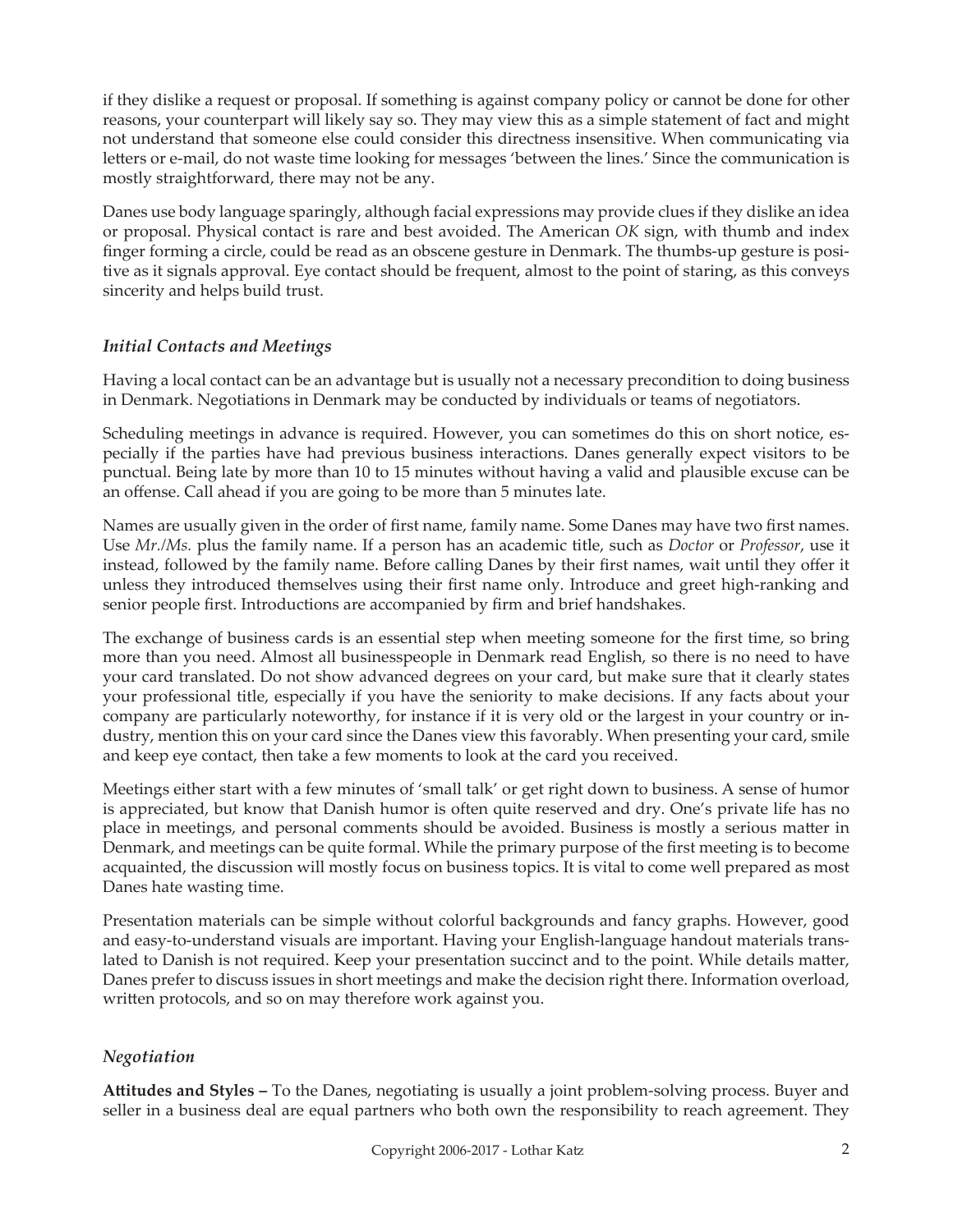if they dislike a request or proposal. If something is against company policy or cannot be done for other reasons, your counterpart will likely say so. They may view this as a simple statement of fact and might not understand that someone else could consider this directness insensitive. When communicating via letters or e-mail, do not waste time looking for messages 'between the lines.' Since the communication is mostly straightforward, there may not be any.

Danes use body language sparingly, although facial expressions may provide clues if they dislike an idea or proposal. Physical contact is rare and best avoided. The American *OK* sign, with thumb and index finger forming a circle, could be read as an obscene gesture in Denmark. The thumbs-up gesture is positive as it signals approval. Eye contact should be frequent, almost to the point of staring, as this conveys sincerity and helps build trust.

### *Initial Contacts and Meetings*

Having a local contact can be an advantage but is usually not a necessary precondition to doing business in Denmark. Negotiations in Denmark may be conducted by individuals or teams of negotiators.

Scheduling meetings in advance is required. However, you can sometimes do this on short notice, especially if the parties have had previous business interactions. Danes generally expect visitors to be punctual. Being late by more than 10 to 15 minutes without having a valid and plausible excuse can be an offense. Call ahead if you are going to be more than 5 minutes late.

Names are usually given in the order of first name, family name. Some Danes may have two first names. Use *Mr./Ms.* plus the family name. If a person has an academic title, such as *Doctor* or *Professor*, use it instead, followed by the family name. Before calling Danes by their first names, wait until they offer it unless they introduced themselves using their first name only. Introduce and greet high-ranking and senior people first. Introductions are accompanied by firm and brief handshakes.

The exchange of business cards is an essential step when meeting someone for the first time, so bring more than you need. Almost all businesspeople in Denmark read English, so there is no need to have your card translated. Do not show advanced degrees on your card, but make sure that it clearly states your professional title, especially if you have the seniority to make decisions. If any facts about your company are particularly noteworthy, for instance if it is very old or the largest in your country or industry, mention this on your card since the Danes view this favorably. When presenting your card, smile and keep eye contact, then take a few moments to look at the card you received.

Meetings either start with a few minutes of 'small talk' or get right down to business. A sense of humor is appreciated, but know that Danish humor is often quite reserved and dry. One's private life has no place in meetings, and personal comments should be avoided. Business is mostly a serious matter in Denmark, and meetings can be quite formal. While the primary purpose of the first meeting is to become acquainted, the discussion will mostly focus on business topics. It is vital to come well prepared as most Danes hate wasting time.

Presentation materials can be simple without colorful backgrounds and fancy graphs. However, good and easy-to-understand visuals are important. Having your English-language handout materials translated to Danish is not required. Keep your presentation succinct and to the point. While details matter, Danes prefer to discuss issues in short meetings and make the decision right there. Information overload, written protocols, and so on may therefore work against you.

### *Negotiation*

**Attitudes and Styles –** To the Danes, negotiating is usually a joint problem-solving process. Buyer and seller in a business deal are equal partners who both own the responsibility to reach agreement. They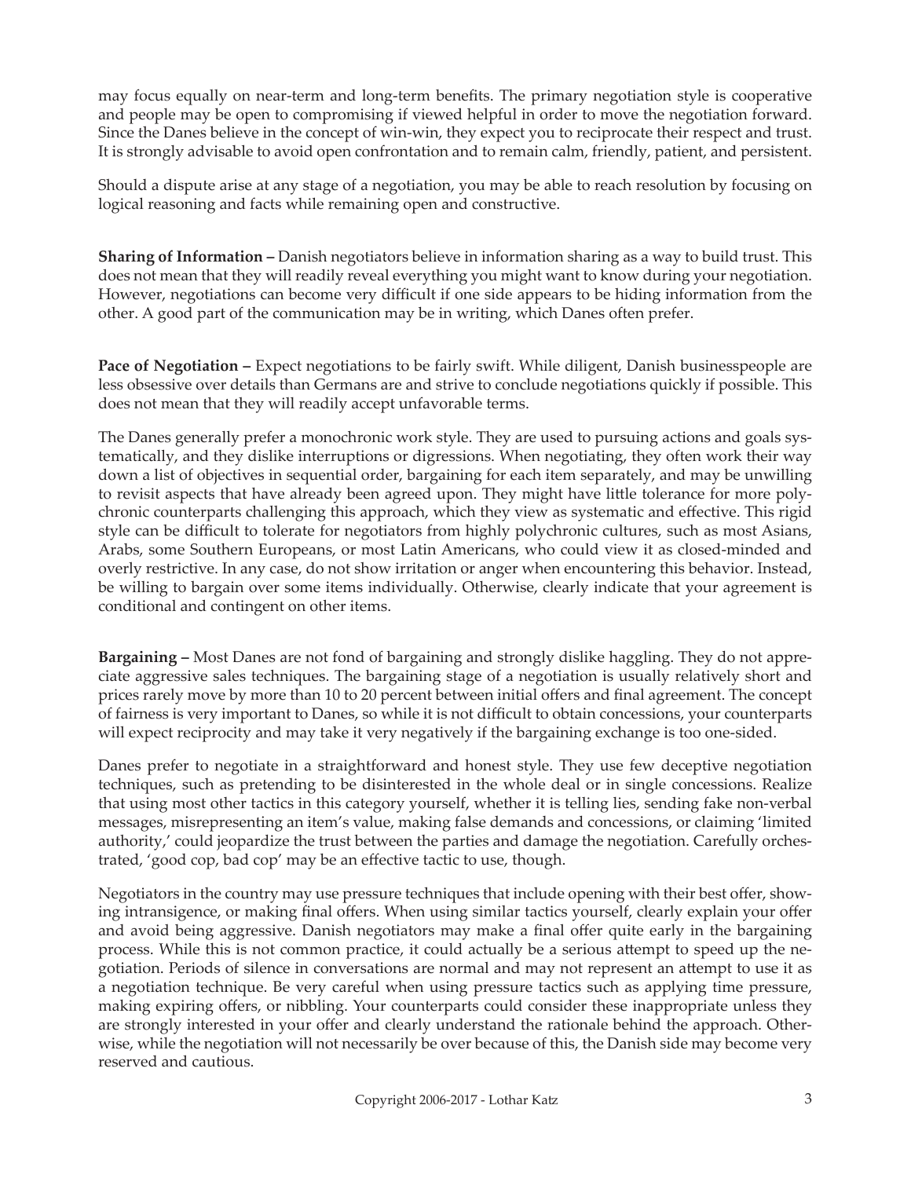may focus equally on near-term and long-term benefits. The primary negotiation style is cooperative and people may be open to compromising if viewed helpful in order to move the negotiation forward. Since the Danes believe in the concept of win-win, they expect you to reciprocate their respect and trust. It is strongly advisable to avoid open confrontation and to remain calm, friendly, patient, and persistent.

Should a dispute arise at any stage of a negotiation, you may be able to reach resolution by focusing on logical reasoning and facts while remaining open and constructive.

**Sharing of Information –** Danish negotiators believe in information sharing as a way to build trust. This does not mean that they will readily reveal everything you might want to know during your negotiation. However, negotiations can become very difficult if one side appears to be hiding information from the other. A good part of the communication may be in writing, which Danes often prefer.

**Pace of Negotiation –** Expect negotiations to be fairly swift. While diligent, Danish businesspeople are less obsessive over details than Germans are and strive to conclude negotiations quickly if possible. This does not mean that they will readily accept unfavorable terms.

The Danes generally prefer a monochronic work style. They are used to pursuing actions and goals systematically, and they dislike interruptions or digressions. When negotiating, they often work their way down a list of objectives in sequential order, bargaining for each item separately, and may be unwilling to revisit aspects that have already been agreed upon. They might have little tolerance for more polychronic counterparts challenging this approach, which they view as systematic and effective. This rigid style can be difficult to tolerate for negotiators from highly polychronic cultures, such as most Asians, Arabs, some Southern Europeans, or most Latin Americans, who could view it as closed-minded and overly restrictive. In any case, do not show irritation or anger when encountering this behavior. Instead, be willing to bargain over some items individually. Otherwise, clearly indicate that your agreement is conditional and contingent on other items.

**Bargaining –** Most Danes are not fond of bargaining and strongly dislike haggling. They do not appreciate aggressive sales techniques. The bargaining stage of a negotiation is usually relatively short and prices rarely move by more than 10 to 20 percent between initial offers and final agreement. The concept of fairness is very important to Danes, so while it is not difficult to obtain concessions, your counterparts will expect reciprocity and may take it very negatively if the bargaining exchange is too one-sided.

Danes prefer to negotiate in a straightforward and honest style. They use few deceptive negotiation techniques, such as pretending to be disinterested in the whole deal or in single concessions. Realize that using most other tactics in this category yourself, whether it is telling lies, sending fake non-verbal messages, misrepresenting an item's value, making false demands and concessions, or claiming 'limited authority,' could jeopardize the trust between the parties and damage the negotiation. Carefully orchestrated, 'good cop, bad cop' may be an effective tactic to use, though.

Negotiators in the country may use pressure techniques that include opening with their best offer, showing intransigence, or making final offers. When using similar tactics yourself, clearly explain your offer and avoid being aggressive. Danish negotiators may make a final offer quite early in the bargaining process. While this is not common practice, it could actually be a serious attempt to speed up the negotiation. Periods of silence in conversations are normal and may not represent an attempt to use it as a negotiation technique. Be very careful when using pressure tactics such as applying time pressure, making expiring offers, or nibbling. Your counterparts could consider these inappropriate unless they are strongly interested in your offer and clearly understand the rationale behind the approach. Otherwise, while the negotiation will not necessarily be over because of this, the Danish side may become very reserved and cautious.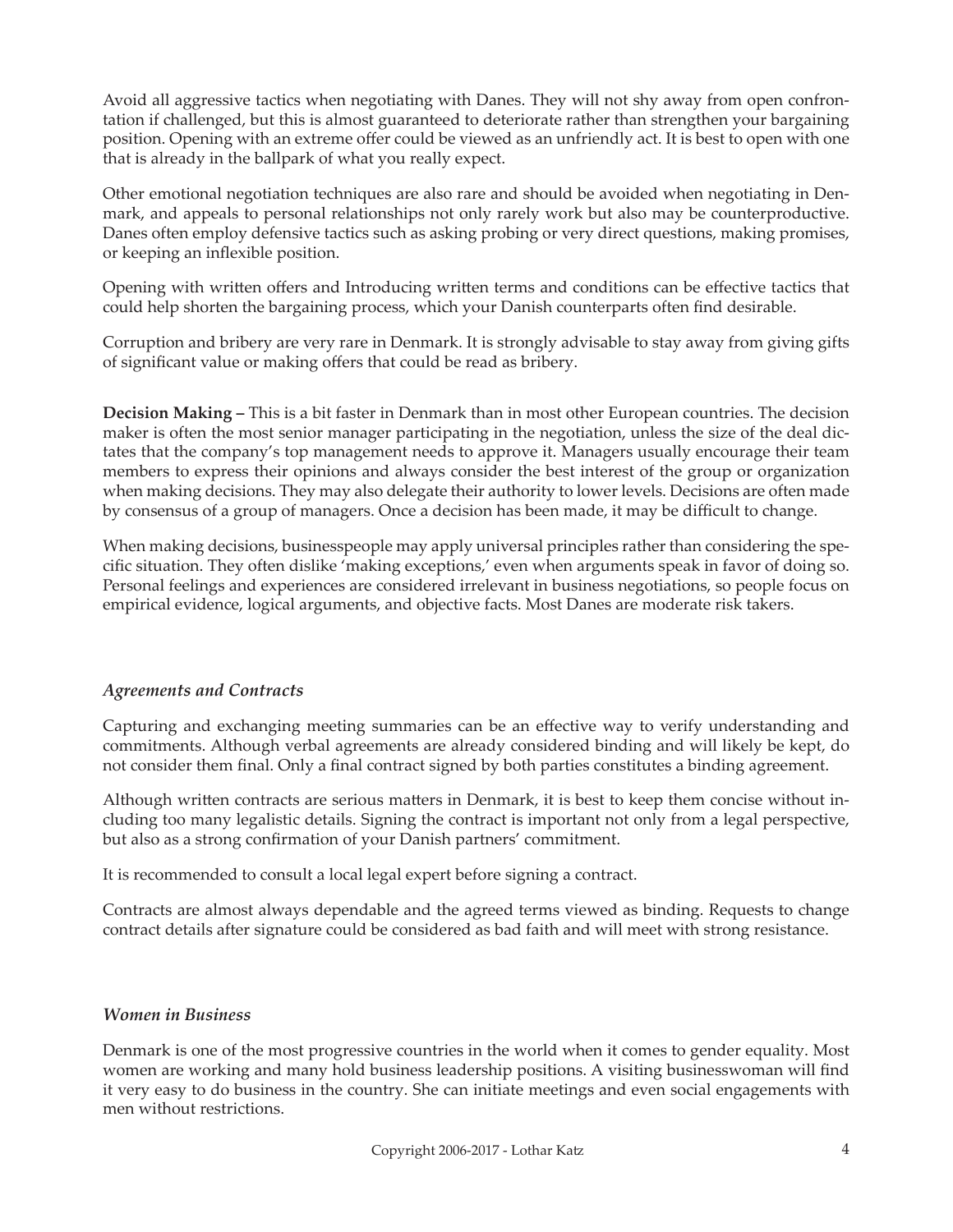Avoid all aggressive tactics when negotiating with Danes. They will not shy away from open confrontation if challenged, but this is almost guaranteed to deteriorate rather than strengthen your bargaining position. Opening with an extreme offer could be viewed as an unfriendly act. It is best to open with one that is already in the ballpark of what you really expect.

Other emotional negotiation techniques are also rare and should be avoided when negotiating in Denmark, and appeals to personal relationships not only rarely work but also may be counterproductive. Danes often employ defensive tactics such as asking probing or very direct questions, making promises, or keeping an inflexible position.

Opening with written offers and Introducing written terms and conditions can be effective tactics that could help shorten the bargaining process, which your Danish counterparts often find desirable.

Corruption and bribery are very rare in Denmark. It is strongly advisable to stay away from giving gifts of significant value or making offers that could be read as bribery.

**Decision Making –** This is a bit faster in Denmark than in most other European countries. The decision maker is often the most senior manager participating in the negotiation, unless the size of the deal dictates that the company's top management needs to approve it. Managers usually encourage their team members to express their opinions and always consider the best interest of the group or organization when making decisions. They may also delegate their authority to lower levels. Decisions are often made by consensus of a group of managers. Once a decision has been made, it may be difficult to change.

When making decisions, businesspeople may apply universal principles rather than considering the specific situation. They often dislike 'making exceptions,' even when arguments speak in favor of doing so. Personal feelings and experiences are considered irrelevant in business negotiations, so people focus on empirical evidence, logical arguments, and objective facts. Most Danes are moderate risk takers.

### *Agreements and Contracts*

Capturing and exchanging meeting summaries can be an effective way to verify understanding and commitments. Although verbal agreements are already considered binding and will likely be kept, do not consider them final. Only a final contract signed by both parties constitutes a binding agreement.

Although written contracts are serious matters in Denmark, it is best to keep them concise without including too many legalistic details. Signing the contract is important not only from a legal perspective, but also as a strong confirmation of your Danish partners' commitment.

It is recommended to consult a local legal expert before signing a contract.

Contracts are almost always dependable and the agreed terms viewed as binding. Requests to change contract details after signature could be considered as bad faith and will meet with strong resistance.

### *Women in Business*

Denmark is one of the most progressive countries in the world when it comes to gender equality. Most women are working and many hold business leadership positions. A visiting businesswoman will find it very easy to do business in the country. She can initiate meetings and even social engagements with men without restrictions.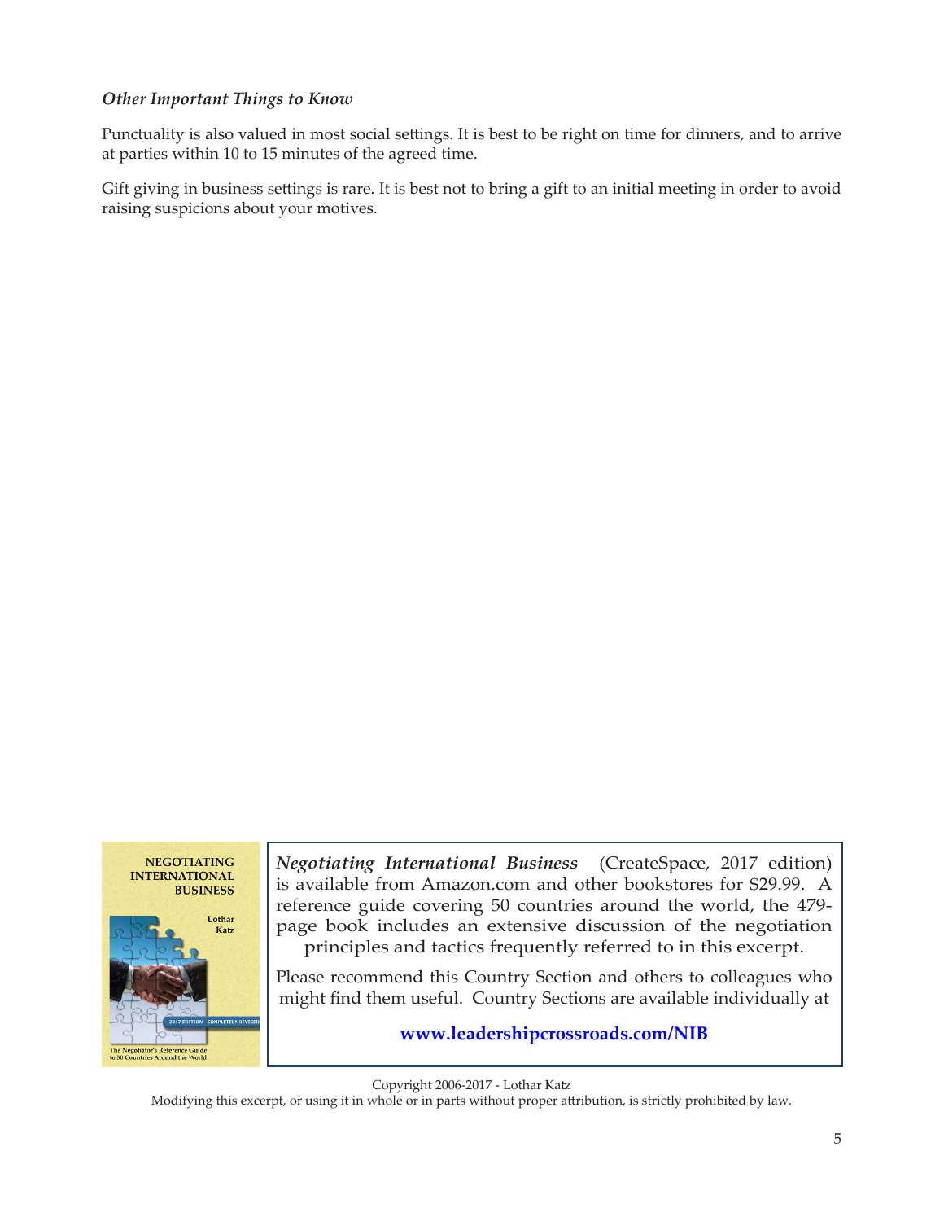### *Other Important Things to Know*

Punctuality is also valued in most social settings. It is best to be right on time for dinners, and to arrive at parties within 10 to 15 minutes of the agreed time.

Gift giving in business settings is rare. It is best not to bring a gift to an initial meeting in order to avoid raising suspicions about your motives.

*Negotiating International Business* (CreateSpace, 2017 edition) is available from Amazon.com and other bookstores for $29.99. A reference guide covering 50 countries around the world, the 479-page book includes an extensive discussion of the negotiation principles and tactics frequently referred to in this excerpt.

Please recommend this Country Section and others to colleagues who might find them useful. Country Sections are available individually at

**www.leadershipcrossroads.com/NIB**

Copyright 2006-2017 - Lothar Katz
Modifying this excerpt, or using it in whole or in parts without proper attribution, is strictly prohibited by law.